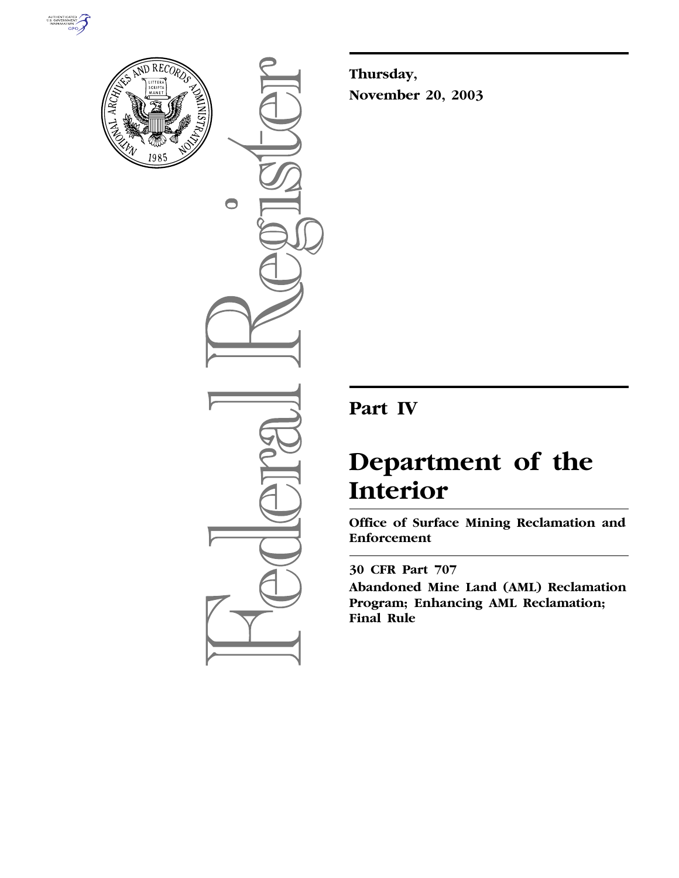**Thursday,**

**November 20, 2003**

# Part IV

# Department of the Interior

**Office of Surface Mining Reclamation and Enforcement**

**30 CFR Part 707**

**Abandoned Mine Land (AML) Reclamation Program; Enhancing AML Reclamation; Final Rule**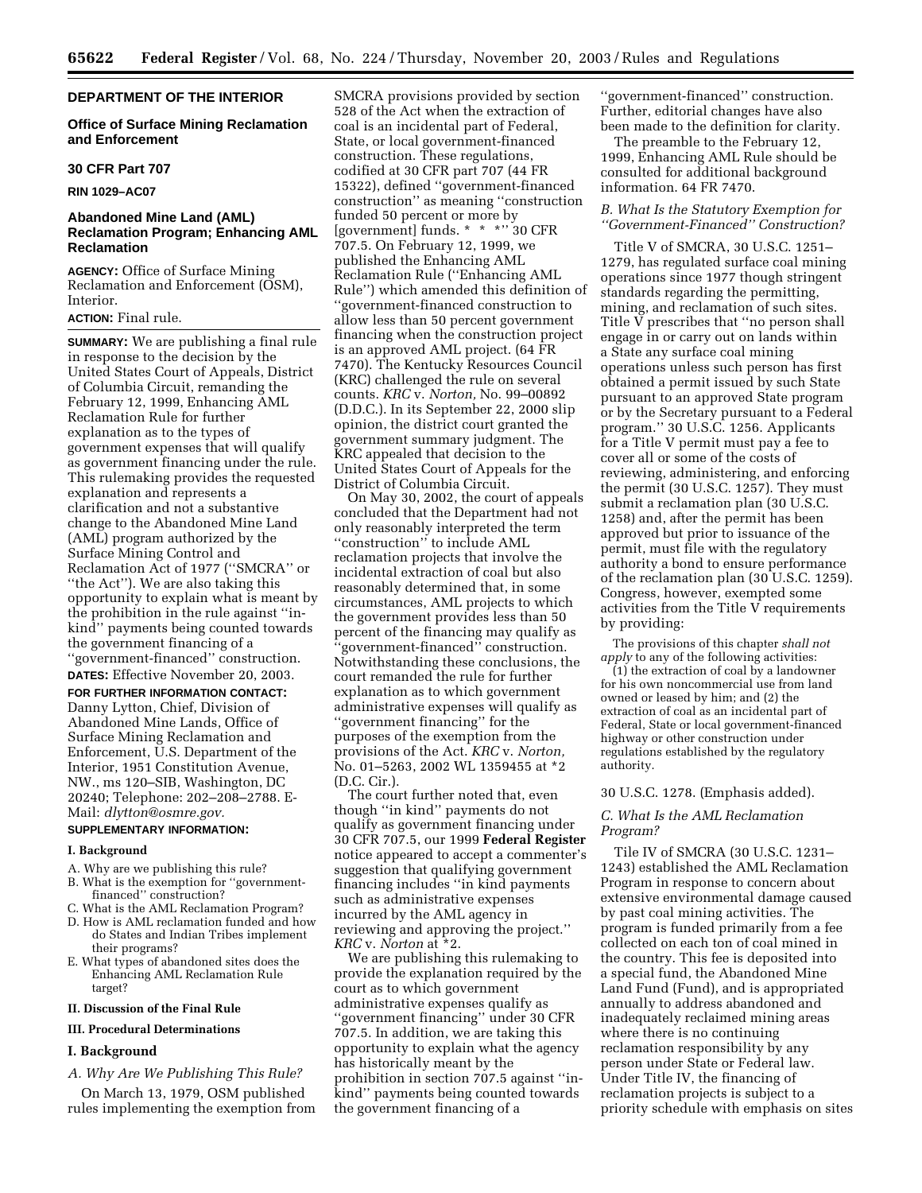## DEPARTMENT OF THE INTERIOR

### Office of Surface Mining Reclamation and Enforcement

### 30 CFR Part 707

**RIN 1029–AC07**

### Abandoned Mine Land (AML) Reclamation Program; Enhancing AML Reclamation

**AGENCY:** Office of Surface Mining Reclamation and Enforcement (OSM), Interior.

**ACTION:** Final rule.

**SUMMARY:** We are publishing a final rule in response to the decision by the United States Court of Appeals, District of Columbia Circuit, remanding the February 12, 1999, Enhancing AML Reclamation Rule for further explanation as to the types of government expenses that will qualify as government financing under the rule. This rulemaking provides the requested explanation and represents a clarification and not a substantive change to the Abandoned Mine Land (AML) program authorized by the Surface Mining Control and Reclamation Act of 1977 (''SMCRA'' or ''the Act''). We are also taking this opportunity to explain what is meant by the prohibition in the rule against ''in-kind'' payments being counted towards the government financing of a ''government-financed'' construction.

**DATES:** Effective November 20, 2003.

**FOR FURTHER INFORMATION CONTACT:** Danny Lytton, Chief, Division of Abandoned Mine Lands, Office of Surface Mining Reclamation and Enforcement, U.S. Department of the Interior, 1951 Constitution Avenue, NW., ms 120–SIB, Washington, DC 20240; Telephone: 202–208–2788. E-Mail: *dlytton@osmre.gov.*

**SUPPLEMENTARY INFORMATION:**

**I. Background**

A. Why are we publishing this rule?
B. What is the exemption for ''government-financed'' construction?
C. What is the AML Reclamation Program?
D. How is AML reclamation funded and how do States and Indian Tribes implement their programs?
E. What types of abandoned sites does the Enhancing AML Reclamation Rule target?

**II. Discussion of the Final Rule**

**III. Procedural Determinations**

## I. Background

### *A. Why Are We Publishing This Rule?*

On March 13, 1979, OSM published rules implementing the exemption from SMCRA provisions provided by section 528 of the Act when the extraction of coal is an incidental part of Federal, State, or local government-financed construction. These regulations, codified at 30 CFR part 707 (44 FR 15322), defined ''government-financed construction'' as meaning ''construction funded 50 percent or more by [government] funds. * * *'' 30 CFR 707.5. On February 12, 1999, we published the Enhancing AML Reclamation Rule (''Enhancing AML Rule'') which amended this definition of ''government-financed construction to allow less than 50 percent government financing when the construction project is an approved AML project. (64 FR 7470). The Kentucky Resources Council (KRC) challenged the rule on several counts. *KRC* v. *Norton,* No. 99–00892 (D.D.C.). In its September 22, 2000 slip opinion, the district court granted the government summary judgment. The KRC appealed that decision to the United States Court of Appeals for the District of Columbia Circuit.

On May 30, 2002, the court of appeals concluded that the Department had not only reasonably interpreted the term ''construction'' to include AML reclamation projects that involve the incidental extraction of coal but also reasonably determined that, in some circumstances, AML projects to which the government provides less than 50 percent of the financing may qualify as ''government-financed'' construction. Notwithstanding these conclusions, the court remanded the rule for further explanation as to which government administrative expenses will qualify as ''government financing'' for the purposes of the exemption from the provisions of the Act. *KRC* v. *Norton,* No. 01–5263, 2002 WL 1359455 at *2 (D.C. Cir.).

The court further noted that, even though ''in kind'' payments do not qualify as government financing under 30 CFR 707.5, our 1999 **Federal Register** notice appeared to accept a commenter's suggestion that qualifying government financing includes ''in kind payments such as administrative expenses incurred by the AML agency in reviewing and approving the project.'' *KRC* v. *Norton* at *2.

We are publishing this rulemaking to provide the explanation required by the court as to which government administrative expenses qualify as ''government financing'' under 30 CFR 707.5. In addition, we are taking this opportunity to explain what the agency has historically meant by the prohibition in section 707.5 against ''in-kind'' payments being counted towards the government financing of a ''government-financed'' construction. Further, editorial changes have also been made to the definition for clarity.

The preamble to the February 12, 1999, Enhancing AML Rule should be consulted for additional background information. 64 FR 7470.

### *B. What Is the Statutory Exemption for ''Government-Financed'' Construction?*

Title V of SMCRA, 30 U.S.C. 1251–1279, has regulated surface coal mining operations since 1977 though stringent standards regarding the permitting, mining, and reclamation of such sites. Title V prescribes that ''no person shall engage in or carry out on lands within a State any surface coal mining operations unless such person has first obtained a permit issued by such State pursuant to an approved State program or by the Secretary pursuant to a Federal program.'' 30 U.S.C. 1256. Applicants for a Title V permit must pay a fee to cover all or some of the costs of reviewing, administering, and enforcing the permit (30 U.S.C. 1257). They must submit a reclamation plan (30 U.S.C. 1258) and, after the permit has been approved but prior to issuance of the permit, must file with the regulatory authority a bond to ensure performance of the reclamation plan (30 U.S.C. 1259). Congress, however, exempted some activities from the Title V requirements by providing:

> The provisions of this chapter *shall not apply* to any of the following activities:
> (1) the extraction of coal by a landowner for his own noncommercial use from land owned or leased by him; and (2) the extraction of coal as an incidental part of Federal, State or local government-financed highway or other construction under regulations established by the regulatory authority.

30 U.S.C. 1278. (Emphasis added).

### *C. What Is the AML Reclamation Program?*

Tile IV of SMCRA (30 U.S.C. 1231–1243) established the AML Reclamation Program in response to concern about extensive environmental damage caused by past coal mining activities. The program is funded primarily from a fee collected on each ton of coal mined in the country. This fee is deposited into a special fund, the Abandoned Mine Land Fund (Fund), and is appropriated annually to address abandoned and inadequately reclaimed mining areas where there is no continuing reclamation responsibility by any person under State or Federal law. Under Title IV, the financing of reclamation projects is subject to a priority schedule with emphasis on sites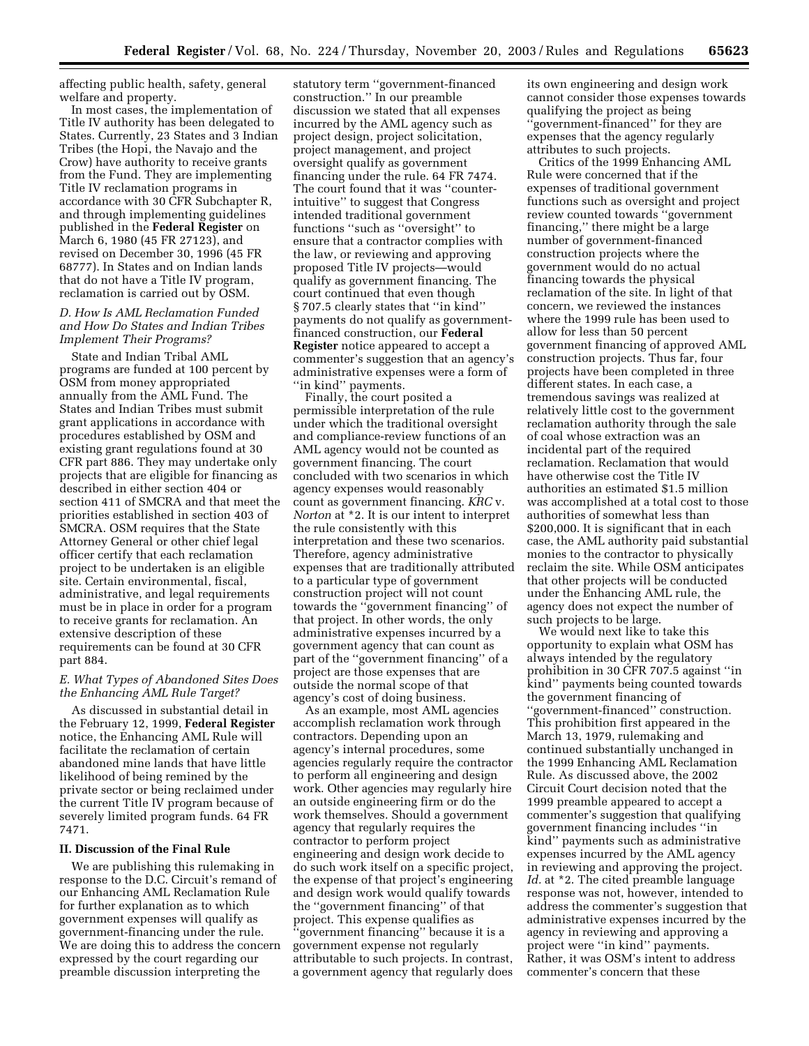affecting public health, safety, general welfare and property.

In most cases, the implementation of Title IV authority has been delegated to States. Currently, 23 States and 3 Indian Tribes (the Hopi, the Navajo and the Crow) have authority to receive grants from the Fund. They are implementing Title IV reclamation programs in accordance with 30 CFR Subchapter R, and through implementing guidelines published in the **Federal Register** on March 6, 1980 (45 FR 27123), and revised on December 30, 1996 (45 FR 68777). In States and on Indian lands that do not have a Title IV program, reclamation is carried out by OSM.

### *D. How Is AML Reclamation Funded and How Do States and Indian Tribes Implement Their Programs?*

State and Indian Tribal AML programs are funded at 100 percent by OSM from money appropriated annually from the AML Fund. The States and Indian Tribes must submit grant applications in accordance with procedures established by OSM and existing grant regulations found at 30 CFR part 886. They may undertake only projects that are eligible for financing as described in either section 404 or section 411 of SMCRA and that meet the priorities established in section 403 of SMCRA. OSM requires that the State Attorney General or other chief legal officer certify that each reclamation project to be undertaken is an eligible site. Certain environmental, fiscal, administrative, and legal requirements must be in place in order for a program to receive grants for reclamation. An extensive description of these requirements can be found at 30 CFR part 884.

### *E. What Types of Abandoned Sites Does the Enhancing AML Rule Target?*

As discussed in substantial detail in the February 12, 1999, **Federal Register** notice, the Enhancing AML Rule will facilitate the reclamation of certain abandoned mine lands that have little likelihood of being remined by the private sector or being reclaimed under the current Title IV program because of severely limited program funds. 64 FR 7471.

## II. Discussion of the Final Rule

We are publishing this rulemaking in response to the D.C. Circuit's remand of our Enhancing AML Reclamation Rule for further explanation as to which government expenses will qualify as government-financing under the rule. We are doing this to address the concern expressed by the court regarding our preamble discussion interpreting the statutory term ''government-financed construction.'' In our preamble discussion we stated that all expenses incurred by the AML agency such as project design, project solicitation, project management, and project oversight qualify as government financing under the rule. 64 FR 7474. The court found that it was ''counter-intuitive'' to suggest that Congress intended traditional government functions ''such as ''oversight'' to ensure that a contractor complies with the law, or reviewing and approving proposed Title IV projects—would qualify as government financing. The court continued that even though § 707.5 clearly states that ''in kind'' payments do not qualify as government-financed construction, our **Federal Register** notice appeared to accept a commenter's suggestion that an agency's administrative expenses were a form of ''in kind'' payments.

Finally, the court posited a permissible interpretation of the rule under which the traditional oversight and compliance-review functions of an AML agency would not be counted as government financing. The court concluded with two scenarios in which agency expenses would reasonably count as government financing. *KRC* v. *Norton* at \*2. It is our intent to interpret the rule consistently with this interpretation and these two scenarios. Therefore, agency administrative expenses that are traditionally attributed to a particular type of government construction project will not count towards the ''government financing'' of that project. In other words, the only administrative expenses incurred by a government agency that can count as part of the ''government financing'' of a project are those expenses that are outside the normal scope of that agency's cost of doing business.

As an example, most AML agencies accomplish reclamation work through contractors. Depending upon an agency's internal procedures, some agencies regularly require the contractor to perform all engineering and design work. Other agencies may regularly hire an outside engineering firm or do the work themselves. Should a government agency that regularly requires the contractor to perform project engineering and design work decide to do such work itself on a specific project, the expense of that project's engineering and design work would qualify towards the ''government financing'' of that project. This expense qualifies as ''government financing'' because it is a government expense not regularly attributable to such projects. In contrast, a government agency that regularly does its own engineering and design work cannot consider those expenses towards qualifying the project as being ''government-financed'' for they are expenses that the agency regularly attributes to such projects.

Critics of the 1999 Enhancing AML Rule were concerned that if the expenses of traditional government functions such as oversight and project review counted towards ''government financing,'' there might be a large number of government-financed construction projects where the government would do no actual financing towards the physical reclamation of the site. In light of that concern, we reviewed the instances where the 1999 rule has been used to allow for less than 50 percent government financing of approved AML construction projects. Thus far, four projects have been completed in three different states. In each case, a tremendous savings was realized at relatively little cost to the government reclamation authority through the sale of coal whose extraction was an incidental part of the required reclamation. Reclamation that would have otherwise cost the Title IV authorities an estimated $1.5 million was accomplished at a total cost to those authorities of somewhat less than $200,000. It is significant that in each case, the AML authority paid substantial monies to the contractor to physically reclaim the site. While OSM anticipates that other projects will be conducted under the Enhancing AML rule, the agency does not expect the number of such projects to be large.

We would next like to take this opportunity to explain what OSM has always intended by the regulatory prohibition in 30 CFR 707.5 against ''in kind'' payments being counted towards the government financing of ''government-financed'' construction. This prohibition first appeared in the March 13, 1979, rulemaking and continued substantially unchanged in the 1999 Enhancing AML Reclamation Rule. As discussed above, the 2002 Circuit Court decision noted that the 1999 preamble appeared to accept a commenter's suggestion that qualifying government financing includes ''in kind'' payments such as administrative expenses incurred by the AML agency in reviewing and approving the project. *Id.* at \*2. The cited preamble language response was not, however, intended to address the commenter's suggestion that administrative expenses incurred by the agency in reviewing and approving a project were ''in kind'' payments. Rather, it was OSM's intent to address commenter's concern that these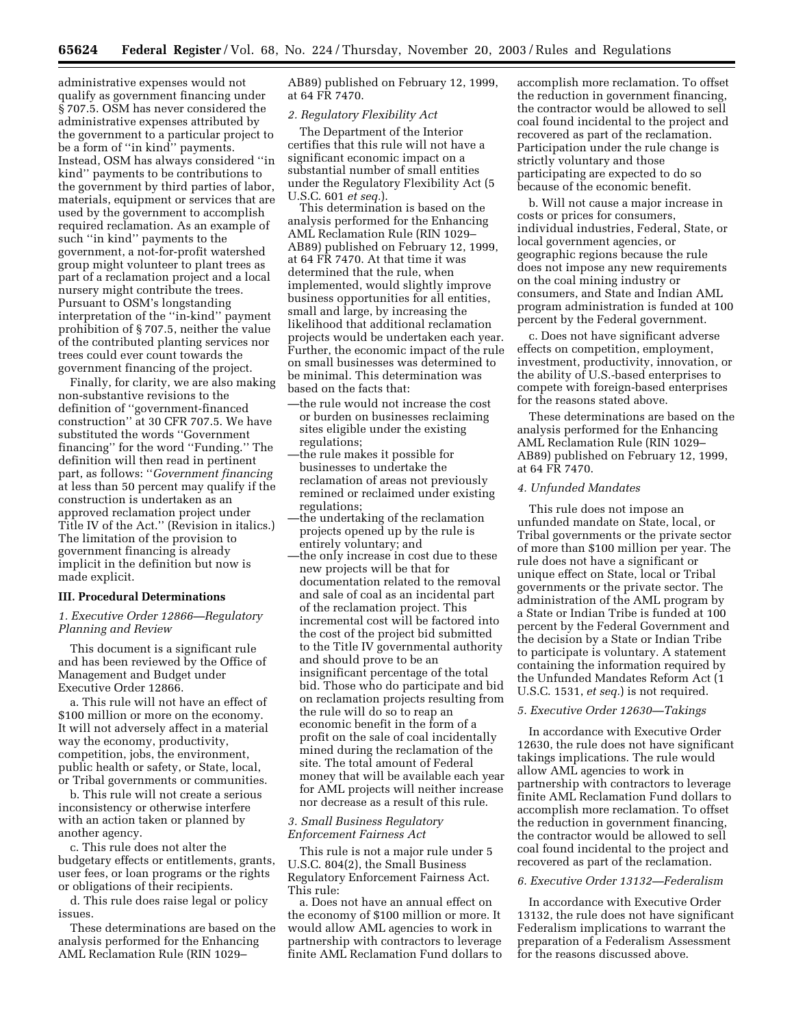administrative expenses would not qualify as government financing under § 707.5. OSM has never considered the administrative expenses attributed by the government to a particular project to be a form of ''in kind'' payments. Instead, OSM has always considered ''in kind'' payments to be contributions to the government by third parties of labor, materials, equipment or services that are used by the government to accomplish required reclamation. As an example of such ''in kind'' payments to the government, a not-for-profit watershed group might volunteer to plant trees as part of a reclamation project and a local nursery might contribute the trees. Pursuant to OSM's longstanding interpretation of the ''in-kind'' payment prohibition of § 707.5, neither the value of the contributed planting services nor trees could ever count towards the government financing of the project.

Finally, for clarity, we are also making non-substantive revisions to the definition of ''government-financed construction'' at 30 CFR 707.5. We have substituted the words ''Government financing'' for the word ''Funding.'' The definition will then read in pertinent part, as follows: ''*Government financing* at less than 50 percent may qualify if the construction is undertaken as an approved reclamation project under Title IV of the Act.'' (Revision in italics.) The limitation of the provision to government financing is already implicit in the definition but now is made explicit.

## III. Procedural Determinations

### *1. Executive Order 12866—Regulatory Planning and Review*

This document is a significant rule and has been reviewed by the Office of Management and Budget under Executive Order 12866.

a. This rule will not have an effect of $100 million or more on the economy. It will not adversely affect in a material way the economy, productivity, competition, jobs, the environment, public health or safety, or State, local, or Tribal governments or communities.

b. This rule will not create a serious inconsistency or otherwise interfere with an action taken or planned by another agency.

c. This rule does not alter the budgetary effects or entitlements, grants, user fees, or loan programs or the rights or obligations of their recipients.

d. This rule does raise legal or policy issues.

These determinations are based on the analysis performed for the Enhancing AML Reclamation Rule (RIN 1029–AB89) published on February 12, 1999, at 64 FR 7470.

### *2. Regulatory Flexibility Act*

The Department of the Interior certifies that this rule will not have a significant economic impact on a substantial number of small entities under the Regulatory Flexibility Act (5 U.S.C. 601 *et seq.*).

This determination is based on the analysis performed for the Enhancing AML Reclamation Rule (RIN 1029–AB89) published on February 12, 1999, at 64 FR 7470. At that time it was determined that the rule, when implemented, would slightly improve business opportunities for all entities, small and large, by increasing the likelihood that additional reclamation projects would be undertaken each year. Further, the economic impact of the rule on small businesses was determined to be minimal. This determination was based on the facts that:

—the rule would not increase the cost or burden on businesses reclaiming sites eligible under the existing regulations;
—the rule makes it possible for businesses to undertake the reclamation of areas not previously remined or reclaimed under existing regulations;
—the undertaking of the reclamation projects opened up by the rule is entirely voluntary; and
—the only increase in cost due to these new projects will be that for documentation related to the removal and sale of coal as an incidental part of the reclamation project. This incremental cost will be factored into the cost of the project bid submitted to the Title IV governmental authority and should prove to be an insignificant percentage of the total bid. Those who do participate and bid on reclamation projects resulting from the rule will do so to reap an economic benefit in the form of a profit on the sale of coal incidentally mined during the reclamation of the site. The total amount of Federal money that will be available each year for AML projects will neither increase nor decrease as a result of this rule.

### *3. Small Business Regulatory Enforcement Fairness Act*

This rule is not a major rule under 5 U.S.C. 804(2), the Small Business Regulatory Enforcement Fairness Act. This rule:

a. Does not have an annual effect on the economy of $100 million or more. It would allow AML agencies to work in partnership with contractors to leverage finite AML Reclamation Fund dollars to accomplish more reclamation. To offset the reduction in government financing, the contractor would be allowed to sell coal found incidental to the project and recovered as part of the reclamation. Participation under the rule change is strictly voluntary and those participating are expected to do so because of the economic benefit.

b. Will not cause a major increase in costs or prices for consumers, individual industries, Federal, State, or local government agencies, or geographic regions because the rule does not impose any new requirements on the coal mining industry or consumers, and State and Indian AML program administration is funded at 100 percent by the Federal government.

c. Does not have significant adverse effects on competition, employment, investment, productivity, innovation, or the ability of U.S.-based enterprises to compete with foreign-based enterprises for the reasons stated above.

These determinations are based on the analysis performed for the Enhancing AML Reclamation Rule (RIN 1029–AB89) published on February 12, 1999, at 64 FR 7470.

### *4. Unfunded Mandates*

This rule does not impose an unfunded mandate on State, local, or Tribal governments or the private sector of more than $100 million per year. The rule does not have a significant or unique effect on State, local or Tribal governments or the private sector. The administration of the AML program by a State or Indian Tribe is funded at 100 percent by the Federal Government and the decision by a State or Indian Tribe to participate is voluntary. A statement containing the information required by the Unfunded Mandates Reform Act (1 U.S.C. 1531, *et seq.*) is not required.

### *5. Executive Order 12630—Takings*

In accordance with Executive Order 12630, the rule does not have significant takings implications. The rule would allow AML agencies to work in partnership with contractors to leverage finite AML Reclamation Fund dollars to accomplish more reclamation. To offset the reduction in government financing, the contractor would be allowed to sell coal found incidental to the project and recovered as part of the reclamation.

### *6. Executive Order 13132—Federalism*

In accordance with Executive Order 13132, the rule does not have significant Federalism implications to warrant the preparation of a Federalism Assessment for the reasons discussed above.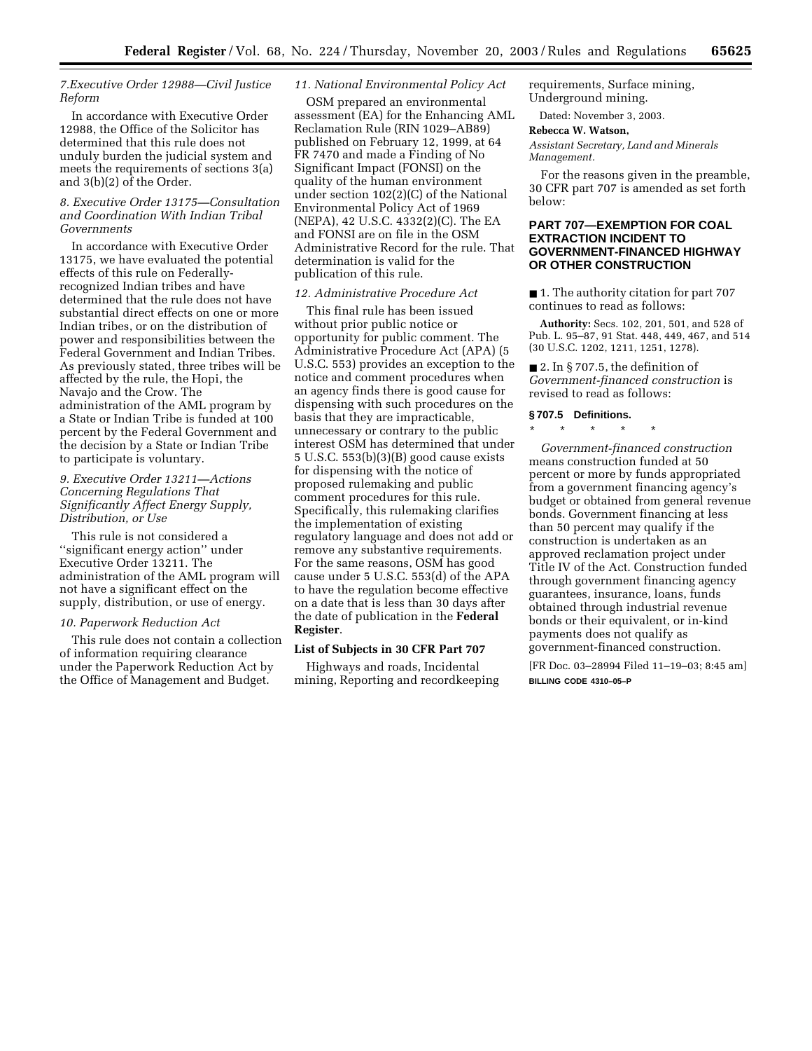*7. Executive Order 12988—Civil Justice Reform*

In accordance with Executive Order 12988, the Office of the Solicitor has determined that this rule does not unduly burden the judicial system and meets the requirements of sections 3(a) and 3(b)(2) of the Order.

*8. Executive Order 13175—Consultation and Coordination With Indian Tribal Governments*

In accordance with Executive Order 13175, we have evaluated the potential effects of this rule on Federally-recognized Indian tribes and have determined that the rule does not have substantial direct effects on one or more Indian tribes, or on the distribution of power and responsibilities between the Federal Government and Indian Tribes. As previously stated, three tribes will be affected by the rule, the Hopi, the Navajo and the Crow. The administration of the AML program by a State or Indian Tribe is funded at 100 percent by the Federal Government and the decision by a State or Indian Tribe to participate is voluntary.

*9. Executive Order 13211—Actions Concerning Regulations That Significantly Affect Energy Supply, Distribution, or Use*

This rule is not considered a ''significant energy action'' under Executive Order 13211. The administration of the AML program will not have a significant effect on the supply, distribution, or use of energy.

*10. Paperwork Reduction Act*

This rule does not contain a collection of information requiring clearance under the Paperwork Reduction Act by the Office of Management and Budget.

*11. National Environmental Policy Act*

OSM prepared an environmental assessment (EA) for the Enhancing AML Reclamation Rule (RIN 1029–AB89) published on February 12, 1999, at 64 FR 7470 and made a Finding of No Significant Impact (FONSI) on the quality of the human environment under section 102(2)(C) of the National Environmental Policy Act of 1969 (NEPA), 42 U.S.C. 4332(2)(C). The EA and FONSI are on file in the OSM Administrative Record for the rule. That determination is valid for the publication of this rule.

*12. Administrative Procedure Act*

This final rule has been issued without prior public notice or opportunity for public comment. The Administrative Procedure Act (APA) (5 U.S.C. 553) provides an exception to the notice and comment procedures when an agency finds there is good cause for dispensing with such procedures on the basis that they are impracticable, unnecessary or contrary to the public interest OSM has determined that under 5 U.S.C. 553(b)(3)(B) good cause exists for dispensing with the notice of proposed rulemaking and public comment procedures for this rule. Specifically, this rulemaking clarifies the implementation of existing regulatory language and does not add or remove any substantive requirements. For the same reasons, OSM has good cause under 5 U.S.C. 553(d) of the APA to have the regulation become effective on a date that is less than 30 days after the date of publication in the **Federal Register**.

**List of Subjects in 30 CFR Part 707**

Highways and roads, Incidental mining, Reporting and recordkeeping requirements, Surface mining, Underground mining.

Dated: November 3, 2003.

**Rebecca W. Watson,**

*Assistant Secretary, Land and Minerals Management.*

For the reasons given in the preamble, 30 CFR part 707 is amended as set forth below:

## PART 707—EXEMPTION FOR COAL EXTRACTION INCIDENT TO GOVERNMENT-FINANCED HIGHWAY OR OTHER CONSTRUCTION

■ 1. The authority citation for part 707 continues to read as follows:

**Authority:** Secs. 102, 201, 501, and 528 of Pub. L. 95–87, 91 Stat. 448, 449, 467, and 514 (30 U.S.C. 1202, 1211, 1251, 1278).

■ 2. In § 707.5, the definition of *Government-financed construction* is revised to read as follows:

### § 707.5 Definitions.

\* \* \* \* \*

*Government-financed construction* means construction funded at 50 percent or more by funds appropriated from a government financing agency's budget or obtained from general revenue bonds. Government financing at less than 50 percent may qualify if the construction is undertaken as an approved reclamation project under Title IV of the Act. Construction funded through government financing agency guarantees, insurance, loans, funds obtained through industrial revenue bonds or their equivalent, or in-kind payments does not qualify as government-financed construction.

[FR Doc. 03–28994 Filed 11–19–03; 8:45 am]

**BILLING CODE 4310–05–P**